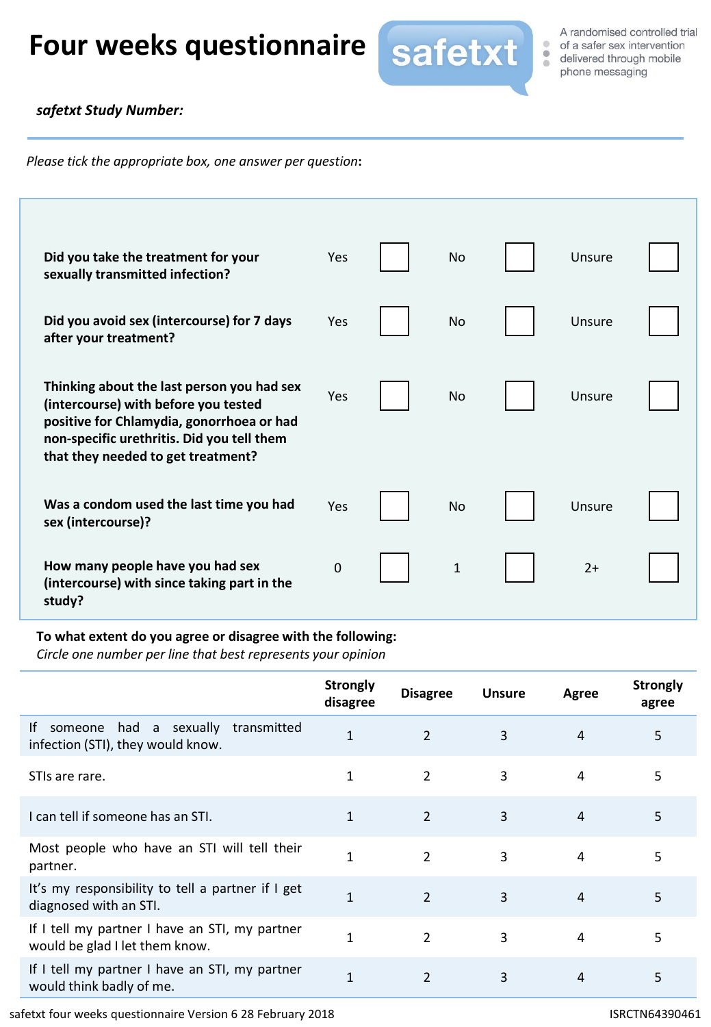# Four weeks questionnaire

safetxt

A randomised controlled trial of a safer sex intervention delivered through mobile phone messaging

***safetxt* Study Number:**

*Please tick the appropriate box, one answer per question*:

| Question | | | | | | |
|---|---|---|---|---|---|---|
| **Did you take the treatment for your sexually transmitted infection?** | Yes | ☐ | No | ☐ | Unsure | ☐ |
| **Did you avoid sex (intercourse) for 7 days after your treatment?** | Yes | ☐ | No | ☐ | Unsure | ☐ |
| **Thinking about the last person you had sex (intercourse) with before you tested positive for Chlamydia, gonorrhoea or had non-specific urethritis. Did you tell them that they needed to get treatment?** | Yes | ☐ | No | ☐ | Unsure | ☐ |
| **Was a condom used the last time you had sex (intercourse)?** | Yes | ☐ | No | ☐ | Unsure | ☐ |
| **How many people have you had sex (intercourse) with since taking part in the study?** | 0 | ☐ | 1 | ☐ | 2+ | ☐ |

**To what extent do you agree or disagree with the following:**
*Circle one number per line that best represents your opinion*

| | Strongly disagree | Disagree | Unsure | Agree | Strongly agree |
|---|---|---|---|---|---|
| If someone had a sexually transmitted infection (STI), they would know. | 1 | 2 | 3 | 4 | 5 |
| STIs are rare. | 1 | 2 | 3 | 4 | 5 |
| I can tell if someone has an STI. | 1 | 2 | 3 | 4 | 5 |
| Most people who have an STI will tell their partner. | 1 | 2 | 3 | 4 | 5 |
| It's my responsibility to tell a partner if I get diagnosed with an STI. | 1 | 2 | 3 | 4 | 5 |
| If I tell my partner I have an STI, my partner would be glad I let them know. | 1 | 2 | 3 | 4 | 5 |
| If I tell my partner I have an STI, my partner would think badly of me. | 1 | 2 | 3 | 4 | 5 |

safetxt four weeks questionnaire Version 6 28 February 2018 ISRCTN64390461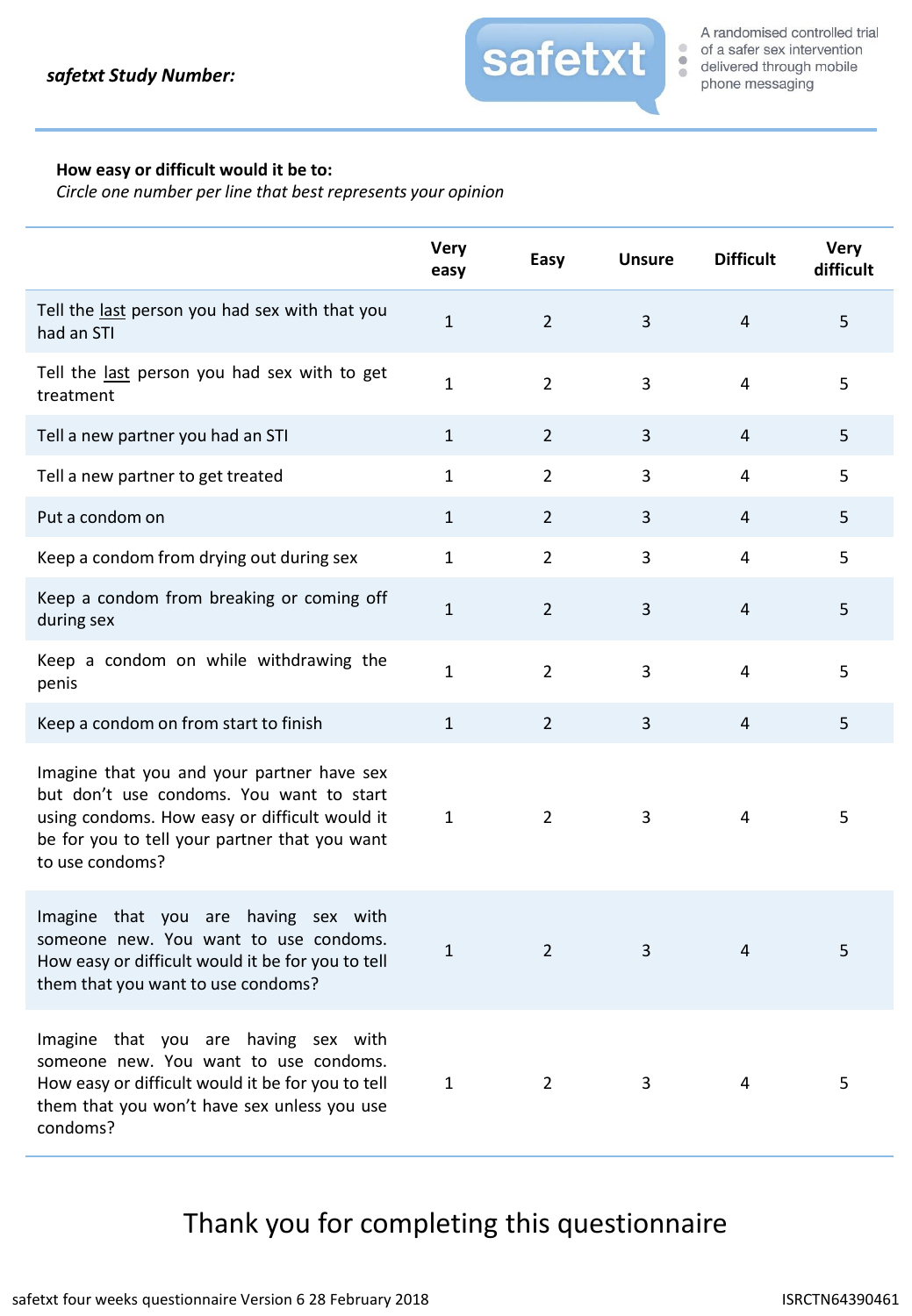***safetxt* Study Number:**

safetxt

A randomised controlled trial of a safer sex intervention delivered through mobile phone messaging

**How easy or difficult would it be to:**
*Circle one number per line that best represents your opinion*

| | Very easy | Easy | Unsure | Difficult | Very difficult |
|---|---|---|---|---|---|
| Tell the last person you had sex with that you had an STI | 1 | 2 | 3 | 4 | 5 |
| Tell the last person you had sex with to get treatment | 1 | 2 | 3 | 4 | 5 |
| Tell a new partner you had an STI | 1 | 2 | 3 | 4 | 5 |
| Tell a new partner to get treated | 1 | 2 | 3 | 4 | 5 |
| Put a condom on | 1 | 2 | 3 | 4 | 5 |
| Keep a condom from drying out during sex | 1 | 2 | 3 | 4 | 5 |
| Keep a condom from breaking or coming off during sex | 1 | 2 | 3 | 4 | 5 |
| Keep a condom on while withdrawing the penis | 1 | 2 | 3 | 4 | 5 |
| Keep a condom on from start to finish | 1 | 2 | 3 | 4 | 5 |
| Imagine that you and your partner have sex but don't use condoms. You want to start using condoms. How easy or difficult would it be for you to tell your partner that you want to use condoms? | 1 | 2 | 3 | 4 | 5 |
| Imagine that you are having sex with someone new. You want to use condoms. How easy or difficult would it be for you to tell them that you want to use condoms? | 1 | 2 | 3 | 4 | 5 |
| Imagine that you are having sex with someone new. You want to use condoms. How easy or difficult would it be for you to tell them that you won't have sex unless you use condoms? | 1 | 2 | 3 | 4 | 5 |

Thank you for completing this questionnaire

safetxt four weeks questionnaire Version 6 28 February 2018 ISRCTN64390461